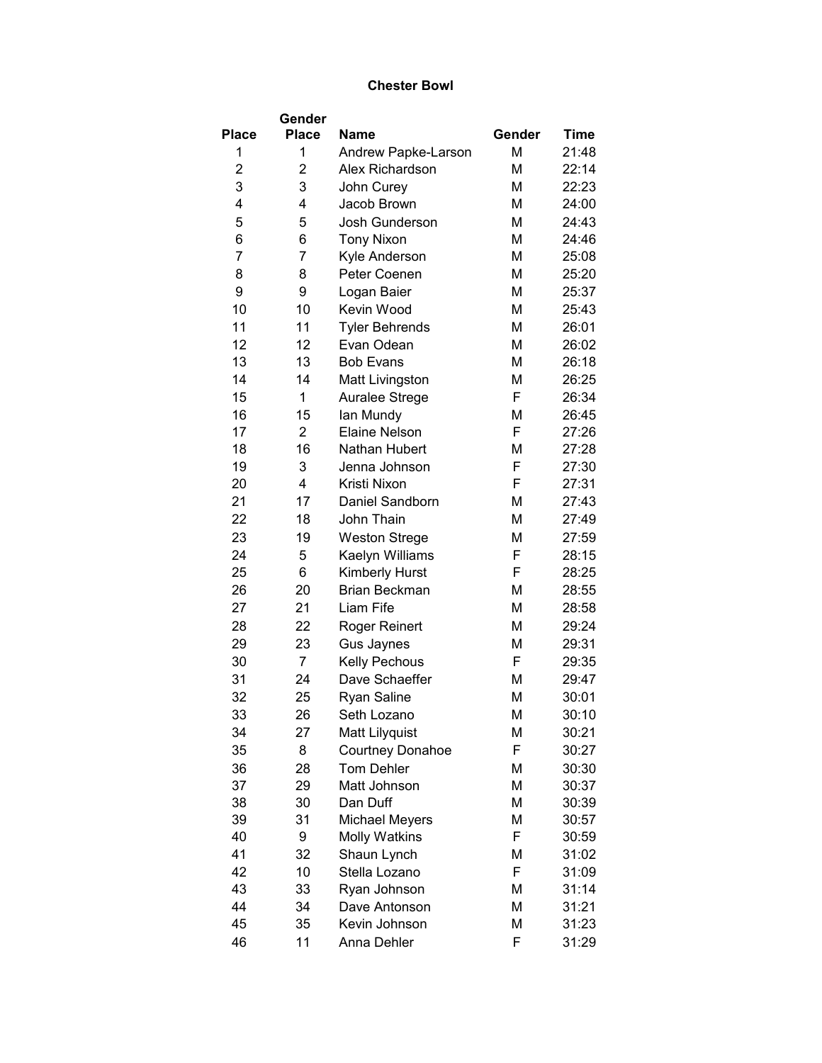# Chester Bowl

| Place | Gender Place | Name | Gender | Time |
|---|---|---|---|---|
| 1 | 1 | Andrew Papke-Larson | M | 21:48 |
| 2 | 2 | Alex Richardson | M | 22:14 |
| 3 | 3 | John Curey | M | 22:23 |
| 4 | 4 | Jacob Brown | M | 24:00 |
| 5 | 5 | Josh Gunderson | M | 24:43 |
| 6 | 6 | Tony Nixon | M | 24:46 |
| 7 | 7 | Kyle Anderson | M | 25:08 |
| 8 | 8 | Peter Coenen | M | 25:20 |
| 9 | 9 | Logan Baier | M | 25:37 |
| 10 | 10 | Kevin Wood | M | 25:43 |
| 11 | 11 | Tyler Behrends | M | 26:01 |
| 12 | 12 | Evan Odean | M | 26:02 |
| 13 | 13 | Bob Evans | M | 26:18 |
| 14 | 14 | Matt Livingston | M | 26:25 |
| 15 | 1 | Auralee Strege | F | 26:34 |
| 16 | 15 | Ian Mundy | M | 26:45 |
| 17 | 2 | Elaine Nelson | F | 27:26 |
| 18 | 16 | Nathan Hubert | M | 27:28 |
| 19 | 3 | Jenna Johnson | F | 27:30 |
| 20 | 4 | Kristi Nixon | F | 27:31 |
| 21 | 17 | Daniel Sandborn | M | 27:43 |
| 22 | 18 | John Thain | M | 27:49 |
| 23 | 19 | Weston Strege | M | 27:59 |
| 24 | 5 | Kaelyn Williams | F | 28:15 |
| 25 | 6 | Kimberly Hurst | F | 28:25 |
| 26 | 20 | Brian Beckman | M | 28:55 |
| 27 | 21 | Liam Fife | M | 28:58 |
| 28 | 22 | Roger Reinert | M | 29:24 |
| 29 | 23 | Gus Jaynes | M | 29:31 |
| 30 | 7 | Kelly Pechous | F | 29:35 |
| 31 | 24 | Dave Schaeffer | M | 29:47 |
| 32 | 25 | Ryan Saline | M | 30:01 |
| 33 | 26 | Seth Lozano | M | 30:10 |
| 34 | 27 | Matt Lilyquist | M | 30:21 |
| 35 | 8 | Courtney Donahoe | F | 30:27 |
| 36 | 28 | Tom Dehler | M | 30:30 |
| 37 | 29 | Matt Johnson | M | 30:37 |
| 38 | 30 | Dan Duff | M | 30:39 |
| 39 | 31 | Michael Meyers | M | 30:57 |
| 40 | 9 | Molly Watkins | F | 30:59 |
| 41 | 32 | Shaun Lynch | M | 31:02 |
| 42 | 10 | Stella Lozano | F | 31:09 |
| 43 | 33 | Ryan Johnson | M | 31:14 |
| 44 | 34 | Dave Antonson | M | 31:21 |
| 45 | 35 | Kevin Johnson | M | 31:23 |
| 46 | 11 | Anna Dehler | F | 31:29 |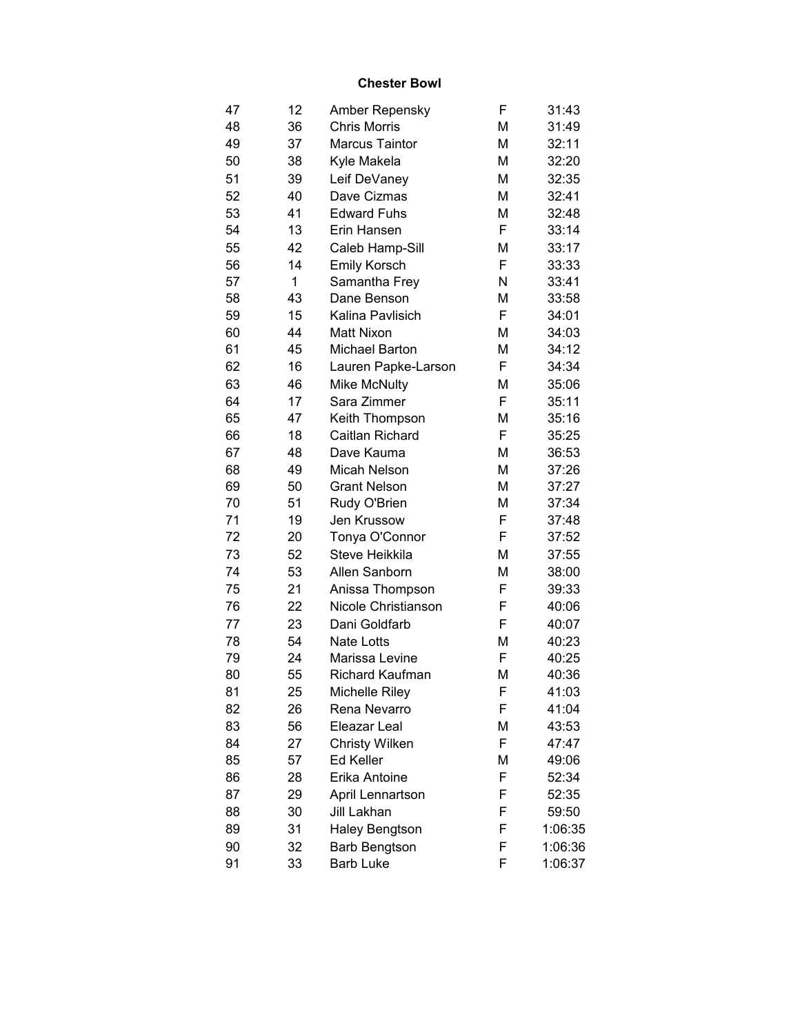**Chester Bowl**

| | | | | |
|---|---|---|---|---|
| 47 | 12 | Amber Repensky | F | 31:43 |
| 48 | 36 | Chris Morris | M | 31:49 |
| 49 | 37 | Marcus Taintor | M | 32:11 |
| 50 | 38 | Kyle Makela | M | 32:20 |
| 51 | 39 | Leif DeVaney | M | 32:35 |
| 52 | 40 | Dave Cizmas | M | 32:41 |
| 53 | 41 | Edward Fuhs | M | 32:48 |
| 54 | 13 | Erin Hansen | F | 33:14 |
| 55 | 42 | Caleb Hamp-Sill | M | 33:17 |
| 56 | 14 | Emily Korsch | F | 33:33 |
| 57 | 1 | Samantha Frey | N | 33:41 |
| 58 | 43 | Dane Benson | M | 33:58 |
| 59 | 15 | Kalina Pavlisich | F | 34:01 |
| 60 | 44 | Matt Nixon | M | 34:03 |
| 61 | 45 | Michael Barton | M | 34:12 |
| 62 | 16 | Lauren Papke-Larson | F | 34:34 |
| 63 | 46 | Mike McNulty | M | 35:06 |
| 64 | 17 | Sara Zimmer | F | 35:11 |
| 65 | 47 | Keith Thompson | M | 35:16 |
| 66 | 18 | Caitlan Richard | F | 35:25 |
| 67 | 48 | Dave Kauma | M | 36:53 |
| 68 | 49 | Micah Nelson | M | 37:26 |
| 69 | 50 | Grant Nelson | M | 37:27 |
| 70 | 51 | Rudy O'Brien | M | 37:34 |
| 71 | 19 | Jen Krussow | F | 37:48 |
| 72 | 20 | Tonya O'Connor | F | 37:52 |
| 73 | 52 | Steve Heikkila | M | 37:55 |
| 74 | 53 | Allen Sanborn | M | 38:00 |
| 75 | 21 | Anissa Thompson | F | 39:33 |
| 76 | 22 | Nicole Christianson | F | 40:06 |
| 77 | 23 | Dani Goldfarb | F | 40:07 |
| 78 | 54 | Nate Lotts | M | 40:23 |
| 79 | 24 | Marissa Levine | F | 40:25 |
| 80 | 55 | Richard Kaufman | M | 40:36 |
| 81 | 25 | Michelle Riley | F | 41:03 |
| 82 | 26 | Rena Nevarro | F | 41:04 |
| 83 | 56 | Eleazar Leal | M | 43:53 |
| 84 | 27 | Christy Wilken | F | 47:47 |
| 85 | 57 | Ed Keller | M | 49:06 |
| 86 | 28 | Erika Antoine | F | 52:34 |
| 87 | 29 | April Lennartson | F | 52:35 |
| 88 | 30 | Jill Lakhan | F | 59:50 |
| 89 | 31 | Haley Bengtson | F | 1:06:35 |
| 90 | 32 | Barb Bengtson | F | 1:06:36 |
| 91 | 33 | Barb Luke | F | 1:06:37 |